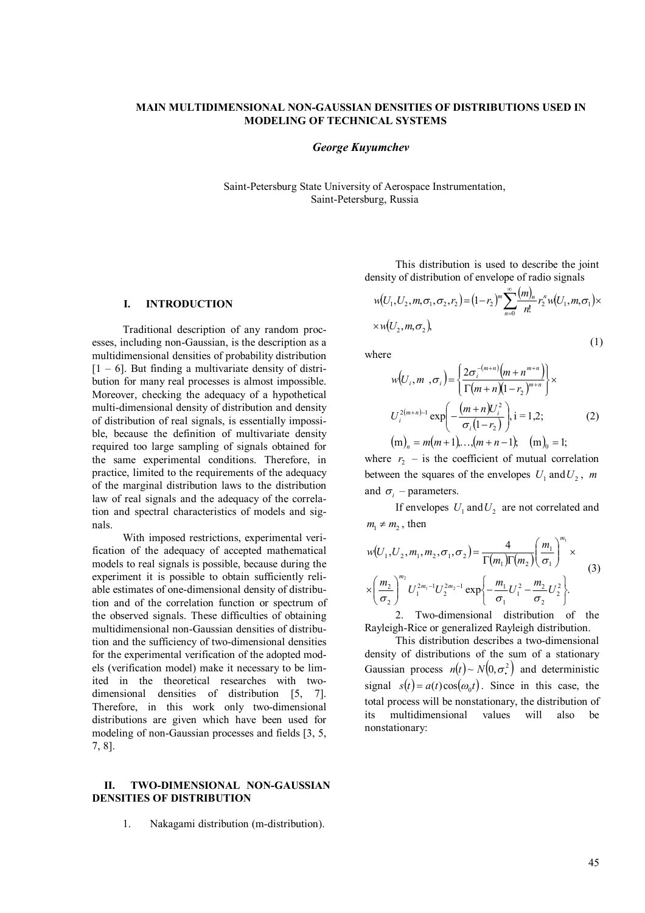# MAIN MULTIDIMENSIONAL NON-GAUSSIAN DENSITIES OF DISTRIBUTIONS USED IN MODELING OF TECHNICAL SYSTEMS

***George Kuyumchev***

Saint-Petersburg State University of Aerospace Instrumentation,
Saint-Petersburg, Russia

## I. INTRODUCTION

Traditional description of any random processes, including non-Gaussian, is the description as a multidimensional densities of probability distribution [1 – 6]. But finding a multivariate density of distribution for many real processes is almost impossible. Moreover, checking the adequacy of a hypothetical multi-dimensional density of distribution and density of distribution of real signals, is essentially impossible, because the definition of multivariate density required too large sampling of signals obtained for the same experimental conditions. Therefore, in practice, limited to the requirements of the adequacy of the marginal distribution laws to the distribution law of real signals and the adequacy of the correlation and spectral characteristics of models and signals.

With imposed restrictions, experimental verification of the adequacy of accepted mathematical models to real signals is possible, because during the experiment it is possible to obtain sufficiently reliable estimates of one-dimensional density of distribution and of the correlation function or spectrum of the observed signals. These difficulties of obtaining multidimensional non-Gaussian densities of distribution and the sufficiency of two-dimensional densities for the experimental verification of the adopted models (verification model) make it necessary to be limited in the theoretical researches with two-dimensional densities of distribution [5, 7]. Therefore, in this work only two-dimensional distributions are given which have been used for modeling of non-Gaussian processes and fields [3, 5, 7, 8].

## II. TWO-DIMENSIONAL NON-GAUSSIAN DENSITIES OF DISTRIBUTION

1. Nakagami distribution (m-distribution).

This distribution is used to describe the joint density of distribution of envelope of radio signals

$$w(U_1, U_2, m, \sigma_1, \sigma_2, r_2) = (1 - r_2)^m \sum_{n=0}^{\infty} \frac{(m)_n}{n!} r_2^n w(U_1, m, \sigma_1) \times \times w(U_2, m, \sigma_2), \tag{1}$$

where

$$w(U_i, m, \sigma_i) = \left\{ \frac{2\sigma_i^{-(m+n)} (m + n^{m+n})}{\Gamma(m+n)(1-r_2)^{m+n}} \right\} \times U_i^{2(m+n)-1} \exp\left( -\frac{(m+n)U_i^2}{\sigma_i (1 - r_2)} \right), \ \mathrm{i} = 1,2; \tag{2}$$

$$(\mathrm{m})_n = m(m+1), \ldots, (m+n-1); \quad (\mathrm{m})_0 = 1;$$

where $r_2$ – is the coefficient of mutual correlation between the squares of the envelopes $U_1$ and $U_2$, $m$ and $\sigma_i$ – parameters.

If envelopes $U_1$ and $U_2$ are not correlated and $m_1 \neq m_2$, then

$$w(U_1, U_2, m_1, m_2, \sigma_1, \sigma_2) = \frac{4}{\Gamma(m_1)\Gamma(m_2)} \left( \frac{m_1}{\sigma_1} \right)^{m_1} \times \left( \frac{m_2}{\sigma_2} \right)^{m_2} U_1^{2m_1 - 1} U_2^{2m_2 - 1} \exp\left\{ -\frac{m_1}{\sigma_1} U_1^2 - \frac{m_2}{\sigma_2} U_2^2 \right\}. \tag{3}$$

2. Two-dimensional distribution of the Rayleigh-Rice or generalized Rayleigh distribution.

This distribution describes a two-dimensional density of distributions of the sum of a stationary Gaussian process $n(t) \sim N(0, \sigma_*^2)$ and deterministic signal $s(t) = a(t)\cos(\omega_0 t)$. Since in this case, the total process will be nonstationary, the distribution of its multidimensional values will also be nonstationary: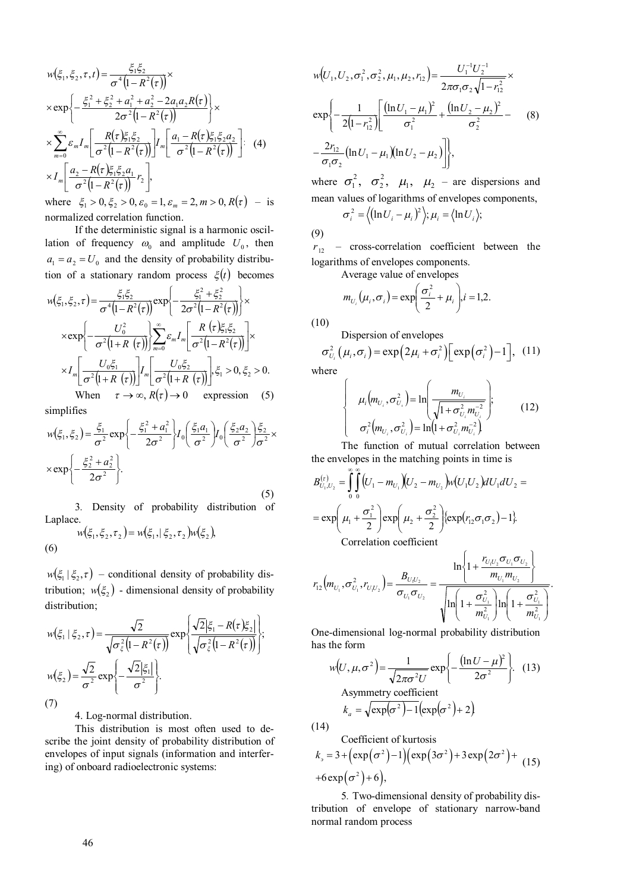$$w(\xi_1,\xi_2,\tau,t)=\frac{\xi_1\xi_2}{\sigma^4\left(1-R^2(\tau)\right)}\times$$
$$\times\exp\left\{-\frac{\xi_1^2+\xi_2^2+a_1^2+a_2^2-2a_1a_2R(\tau)}{2\sigma^2\left(1-R^2(\tau)\right)}\right\}\times$$
$$\times\sum_{m=0}^{\infty}\varepsilon_m I_m\left[\frac{R(\tau)\xi_1\xi_2}{\sigma^2\left(1-R^2(\tau)\right)}\right]I_m\left[\frac{a_1-R(\tau)\xi_1\xi_2a_2}{\sigma^2\left(1-R^2(\tau)\right)}\right]\!:\quad(4)$$
$$\times I_m\left[\frac{a_2-R(\tau)\xi_1\xi_2a_1}{\sigma^2\left(1-R^2(\tau)\right)}r_2\right],$$

where $\xi_1>0,\xi_2>0,\varepsilon_0=1,\varepsilon_m=2,m>0,R(\tau)$ – is normalized correlation function.

If the deterministic signal is a harmonic oscillation of frequency $\omega_0$ and amplitude $U_0$, then $a_1=a_2=U_0$ and the density of probability distribution of a stationary random process $\xi(t)$ becomes

$$w(\xi_1,\xi_2,\tau)=\frac{\xi_1\xi_2}{\sigma^4\left(1-R^2(\tau)\right)}\exp\left\{-\frac{\xi_1^2+\xi_2^2}{2\sigma^2\left(1-R^2(\tau)\right)}\right\}\times$$
$$\times\exp\left\{-\frac{U_0^2}{\sigma^2\left(1+R(\tau)\right)}\right\}\sum_{m=0}^{\infty}\varepsilon_m I_m\left[\frac{R(\tau)\xi_1\xi_2}{\sigma^2\left(1-R^2(\tau)\right)}\right]\times$$
$$\times I_m\left[\frac{U_0\xi_1}{\sigma^2\left(1+R(\tau)\right)}\right]I_m\left[\frac{U_0\xi_2}{\sigma^2\left(1+R(\tau)\right)}\right],\xi_1>0,\xi_2>0.$$

When $\tau\to\infty, R(\tau)\to 0$ expression (5) simplifies

$$w(\xi_1,\xi_2)=\frac{\xi_1}{\sigma^2}\exp\left\{-\frac{\xi_1^2+a_1^2}{2\sigma^2}\right\}I_0\left(\frac{\xi_1a_1}{\sigma^2}\right)I_0\left(\frac{\xi_2a_2}{\sigma^2}\right)\frac{\xi_2}{\sigma^2}\times$$
$$\times\exp\left\{-\frac{\xi_2^2+a_2^2}{2\sigma^2}\right\}.\quad(5)$$

3. Density of probability distribution of Laplace.

$$w(\xi_1,\xi_2,\tau_2)=w(\xi_1,|\,\xi_2,\tau_2)w(\xi_2),\quad(6)$$

$w(\xi_1\,|\,\xi_2,\tau)$ – conditional density of probability distribution; $w(\xi_2)$ - dimensional density of probability distribution;

$$w(\xi_1\,|\,\xi_2,\tau)=\frac{\sqrt{2}}{\sqrt{\sigma_\xi^2\left(1-R^2(\tau)\right)}}\exp\left\{\frac{\sqrt{2}\left|\xi_1-R(\tau)\xi_2\right|}{\sqrt{\sigma_\xi^2\left(1-R^2(\tau)\right)}}\right\};$$
$$w(\xi_2)=\frac{\sqrt{2}}{\sigma^2}\exp\left\{-\frac{\sqrt{2}|\xi_1|}{\sigma^2}\right\}.\quad(7)$$

4. Log-normal distribution.

This distribution is most often used to describe the joint density of probability distribution of envelopes of input signals (information and interfering) of onboard radioelectronic systems:

$$w\left(U_1,U_2,\sigma_1^2,\sigma_2^2,\mu_1,\mu_2,r_{12}\right)=\frac{U_1^{-1}U_2^{-1}}{2\pi\sigma_1\sigma_2\sqrt{1-r_{12}^2}}\times$$
$$\exp\left\{-\frac{1}{2\left(1-r_{12}^2\right)}\left[\frac{(\ln U_1-\mu_1)^2}{\sigma_1^2}+\frac{(\ln U_2-\mu_2)^2}{\sigma_2^2}-\right.\right.\quad(8)$$
$$\left.\left.-\frac{2r_{12}}{\sigma_1\sigma_2}(\ln U_1-\mu_1)(\ln U_2-\mu_2)\right]\right\},$$

where $\sigma_1^2$, $\sigma_2^2$, $\mu_1$, $\mu_2$ – are dispersions and mean values of logarithms of envelopes components,

$$\sigma_i^2=\left\langle(\ln U_i-\mu_i)^2\right\rangle;\ \mu_i=\left\langle\ln U_i\right\rangle;\quad(9)$$

$r_{12}$ – cross-correlation coefficient between the logarithms of envelopes components.

Average value of envelopes

$$m_{U_i}(\mu_i,\sigma_i)=\exp\left(\frac{\sigma_i^2}{2}+\mu_i\right),i=1,2.\quad(10)$$

Dispersion of envelopes

$$\sigma_{U_i}^2(\mu_i,\sigma_i)=\exp\left(2\mu_i+\sigma_i^2\right)\left[\exp\left(\sigma_i^2\right)-1\right],\quad(11)$$

where

$$\begin{cases}\mu_i\left(m_{U_i},\sigma_{U_i}^2\right)=\ln\left(\dfrac{m_{U_i}}{\sqrt{1+\sigma_{U_i}^2m_{U_i}^{-2}}}\right);\\[2ex]\sigma_i^2\left(m_{U_i},\sigma_{U_i}^2\right)=\ln\left(1+\sigma_{U_i}^2m_{U_i}^{-2}\right).\end{cases}\quad(12)$$

The function of mutual correlation between the envelopes in the matching points in time is

$$B_{U_1,U_2}^{(\tau)}=\int_0^\infty\int_0^\infty\left(U_1-m_{U_1}\right)\left(U_2-m_{U_2}\right)w(U_1U_2)dU_1dU_2=$$
$$=\exp\left(\mu_1+\frac{\sigma_1^2}{2}\right)\exp\left(\mu_2+\frac{\sigma_2^2}{2}\right)\left\{\exp(r_{12}\sigma_1\sigma_2)-1\right\}.$$

Correlation coefficient

$$r_{12}\left(m_{U_i},\sigma_{U_i}^2,r_{U_1U_2}\right)=\frac{B_{U_1U_2}}{\sigma_{U_1}\sigma_{U_2}}=\frac{\ln\left\{1+\dfrac{r_{U_1U_2}\sigma_{U_1}\sigma_{U_2}}{m_{U_1}m_{U_2}}\right\}}{\sqrt{\ln\left(1+\dfrac{\sigma_{U_1}^2}{m_{U_1}^2}\right)\ln\left(1+\dfrac{\sigma_{U_1}^2}{m_{U_1}^2}\right)}}.$$

One-dimensional log-normal probability distribution has the form

$$w\left(U,\mu,\sigma^2\right)=\frac{1}{\sqrt{2\pi\sigma^2}U}\exp\left\{-\frac{(\ln U-\mu)^2}{2\sigma^2}\right\}.\quad(13)$$

Asymmetry coefficient

$$k_a=\sqrt{\exp\left(\sigma^2\right)-1}\left(\exp\left(\sigma^2\right)+2\right).\quad(14)$$

Coefficient of kurtosis

$$k_э=3+\left(\exp\left(\sigma^2\right)-1\right)\left(\exp\left(3\sigma^2\right)+3\exp\left(2\sigma^2\right)+\right.\quad(15)$$
$$\left.+6\exp\left(\sigma^2\right)+6\right),$$

5. Two-dimensional density of probability distribution of envelope of stationary narrow-band normal random process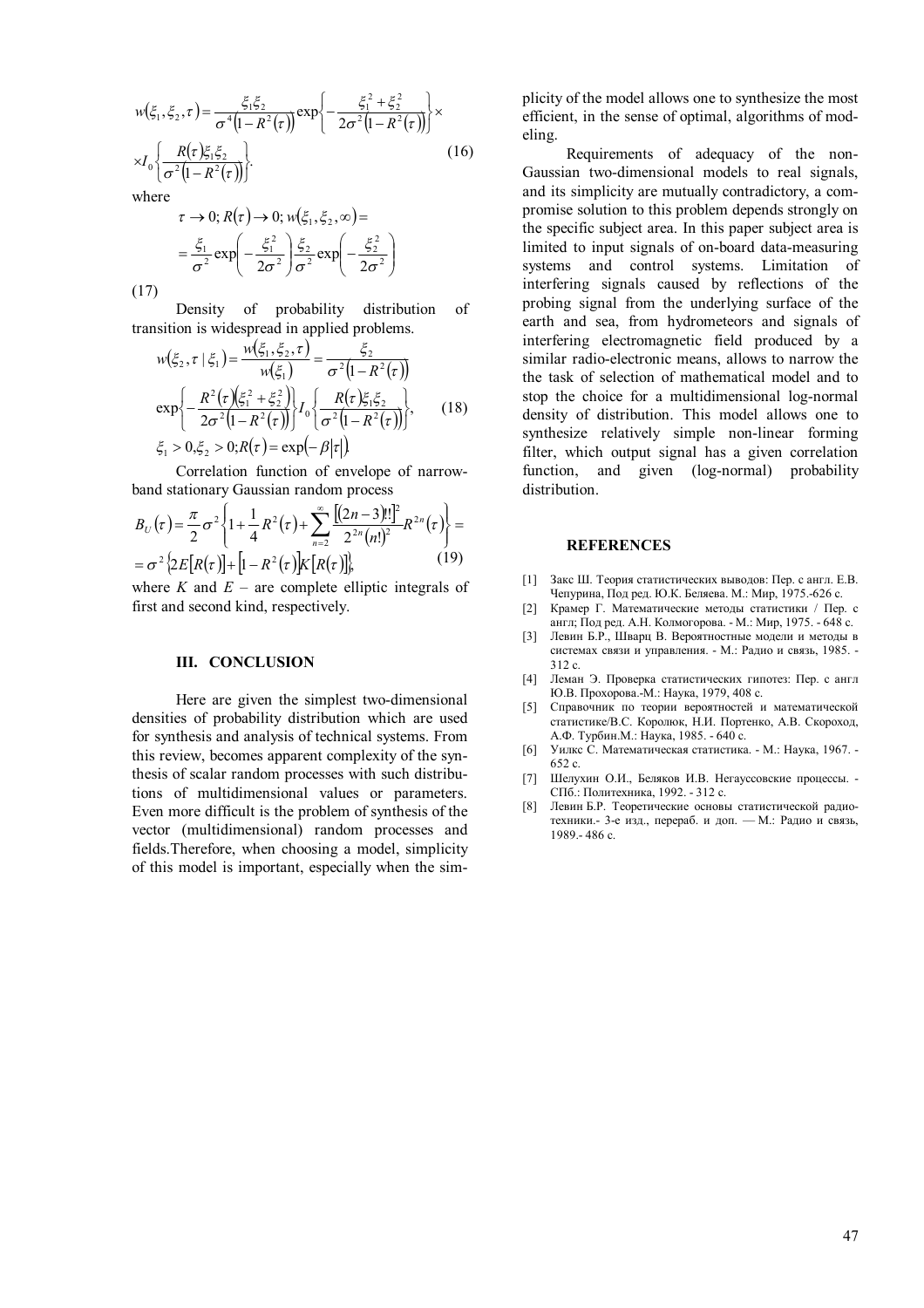$$w(\xi_1,\xi_2,\tau)=\frac{\xi_1\xi_2}{\sigma^4\left(1-R^2(\tau)\right)}\exp\left\{-\frac{\xi_1^2+\xi_2^2}{2\sigma^2\left(1-R^2(\tau)\right)}\right\}\times$$
$$\times I_0\left\{\frac{R(\tau)\xi_1\xi_2}{\sigma^2\left(1-R^2(\tau)\right)}\right\}. \tag{16}$$

where

$$\tau\to 0;\, R(\tau)\to 0;\, w(\xi_1,\xi_2,\infty)=$$
$$=\frac{\xi_1}{\sigma^2}\exp\left(-\frac{\xi_1^2}{2\sigma^2}\right)\frac{\xi_2}{\sigma^2}\exp\left(-\frac{\xi_2^2}{2\sigma^2}\right)$$

(17)

Density of probability distribution of transition is widespread in applied problems.

$$w(\xi_2,\tau\mid\xi_1)=\frac{w(\xi_1,\xi_2,\tau)}{w(\xi_1)}=\frac{\xi_2}{\sigma^2\left(1-R^2(\tau)\right)}$$
$$\exp\left\{-\frac{R^2(\tau)\left(\xi_1^2+\xi_2^2\right)}{2\sigma^2\left(1-R^2(\tau)\right)}\right\}I_0\left\{\frac{R(\tau)\xi_1\xi_2}{\sigma^2\left(1-R^2(\tau)\right)}\right\}, \tag{18}$$
$$\xi_1>0,\xi_2>0;R(\tau)=\exp\left(-\beta|\tau|\right).$$

Correlation function of envelope of narrow-band stationary Gaussian random process

$$B_U(\tau)=\frac{\pi}{2}\sigma^2\left\{1+\frac{1}{4}R^2(\tau)+\sum_{n=2}^{\infty}\frac{\left[(2n-3)!!\right]^2}{2^{2n}(n!)^2}R^{2n}(\tau)\right\}=$$
$$=\sigma^2\left\{2E\left[R(\tau)\right]+\left[1-R^2(\tau)\right]K\left[R(\tau)\right]\right\}, \tag{19}$$

where $K$ and $E$ – are complete elliptic integrals of first and second kind, respectively.

## III. CONCLUSION

Here are given the simplest two-dimensional densities of probability distribution which are used for synthesis and analysis of technical systems. From this review, becomes apparent complexity of the synthesis of scalar random processes with such distributions of multidimensional values or parameters. Even more difficult is the problem of synthesis of the vector (multidimensional) random processes and fields.Therefore, when choosing a model, simplicity of this model is important, especially when the simplicity of the model allows one to synthesize the most efficient, in the sense of optimal, algorithms of modeling.

Requirements of adequacy of the non-Gaussian two-dimensional models to real signals, and its simplicity are mutually contradictory, a compromise solution to this problem depends strongly on the specific subject area. In this paper subject area is limited to input signals of on-board data-measuring systems and control systems. Limitation of interfering signals caused by reflections of the probing signal from the underlying surface of the earth and sea, from hydrometeors and signals of interfering electromagnetic field produced by a similar radio-electronic means, allows to narrow the the task of selection of mathematical model and to stop the choice for a multidimensional log-normal density of distribution. This model allows one to synthesize relatively simple non-linear forming filter, which output signal has a given correlation function, and given (log-normal) probability distribution.

## REFERENCES

[1] Закс Ш. Теория статистических выводов: Пер. с англ. Е.В. Чепурина, Под ред. Ю.К. Беляева. М.: Мир, 1975.-626 с.

[2] Крамер Г. Математические методы статистики / Пер. с англ; Под ред. А.Н. Колмогорова. - М.: Мир, 1975. - 648 с.

[3] Левин Б.Р., Шварц В. Вероятностные модели и методы в системах связи и управления. - М.: Радио и связь, 1985. - 312 с.

[4] Леман Э. Проверка статистических гипотез: Пер. с англ Ю.В. Прохорова.-М.: Наука, 1979, 408 с.

[5] Справочник по теории вероятностей и математической статистике/В.С. Королюк, Н.И. Портенко, А.В. Скороход, А.Ф. Турбин.М.: Наука, 1985. - 640 с.

[6] Уилкс С. Математическая статистика. - М.: Наука, 1967. - 652 с.

[7] Шелухин О.И., Беляков И.В. Негауссовские процессы. - СПб.: Политехника, 1992. - 312 с.

[8] Левин Б.Р. Теоретические основы статистической радиотехники.- 3-е изд., перераб. и доп. — М.: Радио и связь, 1989.- 486 с.